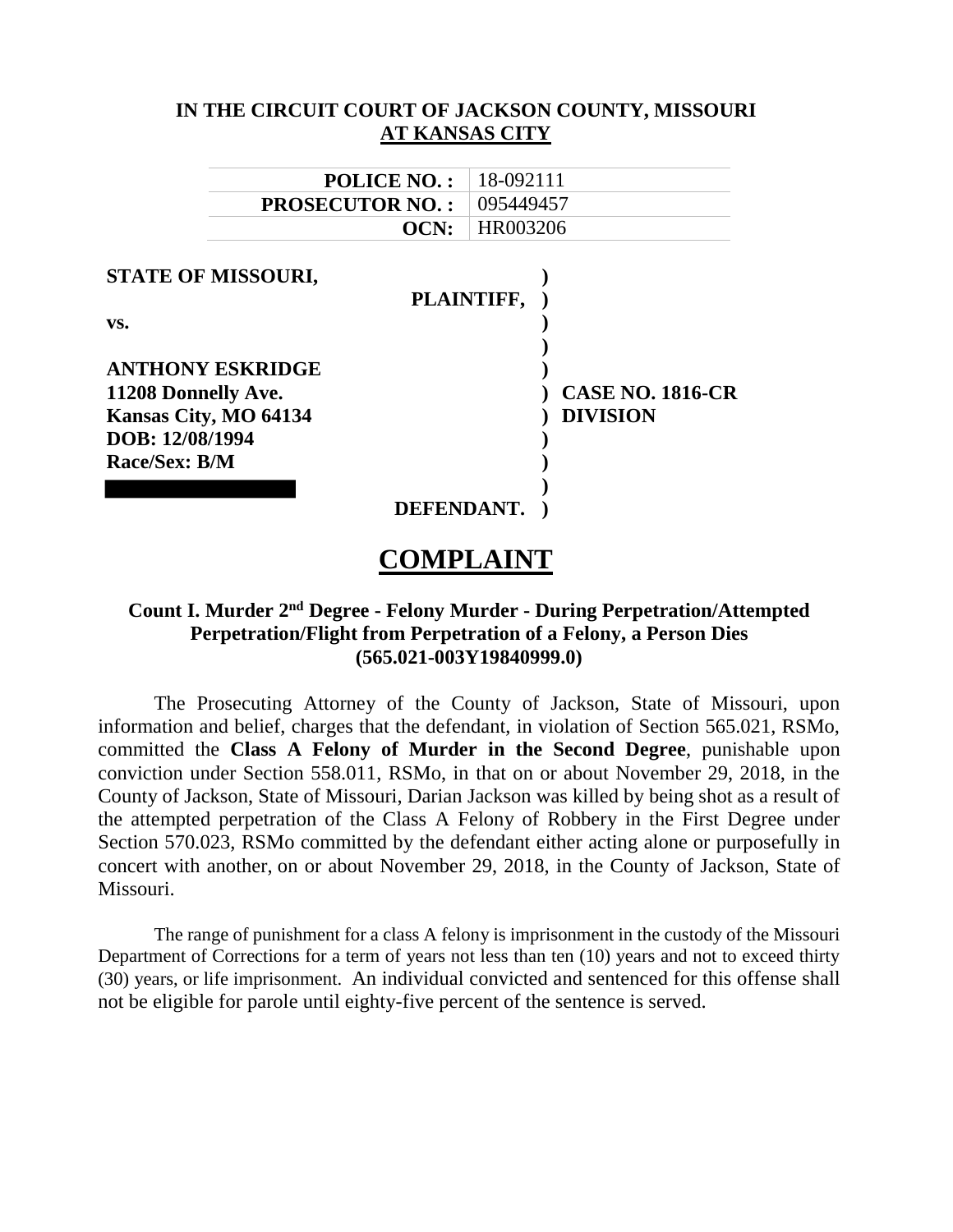**IN THE CIRCUIT COURT OF JACKSON COUNTY, MISSOURI**
**AT KANSAS CITY**

| | |
|---|---|
| **POLICE NO. :** | 18-092111 |
| **PROSECUTOR NO. :** | 095449457 |
| **OCN:** | HR003206 |

**STATE OF MISSOURI,**
**PLAINTIFF,**

**vs.**

**ANTHONY ESKRIDGE**
**11208 Donnelly Ave.**
**Kansas City, MO 64134**
**DOB: 12/08/1994**
**Race/Sex: B/M**

**DEFENDANT.**

**CASE NO. 1816-CR**
**DIVISION**

# COMPLAINT

### Count I. Murder 2nd Degree - Felony Murder - During Perpetration/Attempted Perpetration/Flight from Perpetration of a Felony, a Person Dies (565.021-003Y19840999.0)

The Prosecuting Attorney of the County of Jackson, State of Missouri, upon information and belief, charges that the defendant, in violation of Section 565.021, RSMo, committed the **Class A Felony of Murder in the Second Degree**, punishable upon conviction under Section 558.011, RSMo, in that on or about November 29, 2018, in the County of Jackson, State of Missouri, Darian Jackson was killed by being shot as a result of the attempted perpetration of the Class A Felony of Robbery in the First Degree under Section 570.023, RSMo committed by the defendant either acting alone or purposefully in concert with another, on or about November 29, 2018, in the County of Jackson, State of Missouri.

The range of punishment for a class A felony is imprisonment in the custody of the Missouri Department of Corrections for a term of years not less than ten (10) years and not to exceed thirty (30) years, or life imprisonment. An individual convicted and sentenced for this offense shall not be eligible for parole until eighty-five percent of the sentence is served.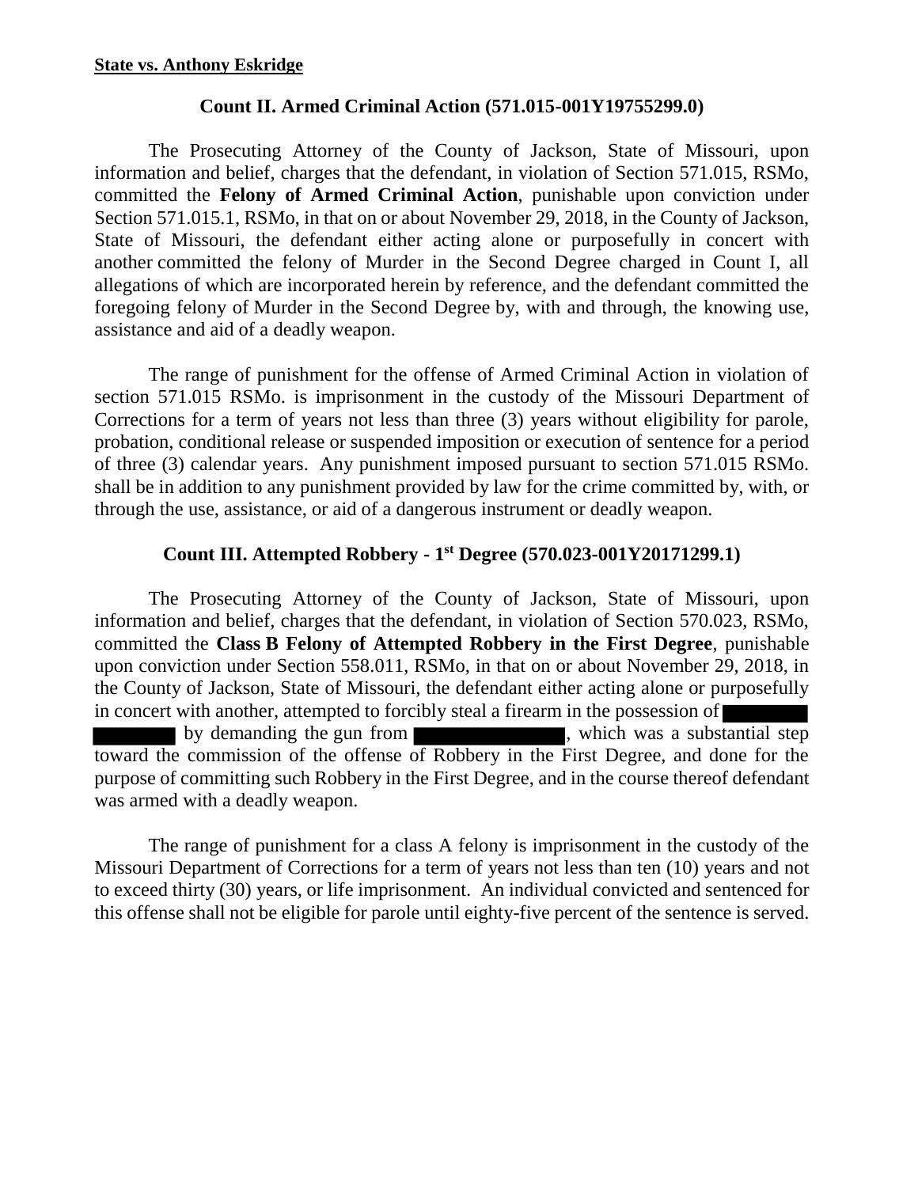**State vs. Anthony Eskridge**

## Count II. Armed Criminal Action (571.015-001Y19755299.0)

The Prosecuting Attorney of the County of Jackson, State of Missouri, upon information and belief, charges that the defendant, in violation of Section 571.015, RSMo, committed the **Felony of Armed Criminal Action**, punishable upon conviction under Section 571.015.1, RSMo, in that on or about November 29, 2018, in the County of Jackson, State of Missouri, the defendant either acting alone or purposefully in concert with another committed the felony of Murder in the Second Degree charged in Count I, all allegations of which are incorporated herein by reference, and the defendant committed the foregoing felony of Murder in the Second Degree by, with and through, the knowing use, assistance and aid of a deadly weapon.

The range of punishment for the offense of Armed Criminal Action in violation of section 571.015 RSMo. is imprisonment in the custody of the Missouri Department of Corrections for a term of years not less than three (3) years without eligibility for parole, probation, conditional release or suspended imposition or execution of sentence for a period of three (3) calendar years. Any punishment imposed pursuant to section 571.015 RSMo. shall be in addition to any punishment provided by law for the crime committed by, with, or through the use, assistance, or aid of a dangerous instrument or deadly weapon.

## Count III. Attempted Robbery - 1st Degree (570.023-001Y20171299.1)

The Prosecuting Attorney of the County of Jackson, State of Missouri, upon information and belief, charges that the defendant, in violation of Section 570.023, RSMo, committed the **Class B Felony of Attempted Robbery in the First Degree**, punishable upon conviction under Section 558.011, RSMo, in that on or about November 29, 2018, in the County of Jackson, State of Missouri, the defendant either acting alone or purposefully in concert with another, attempted to forcibly steal a firearm in the possession of ████████ ████████ by demanding the gun from ████████████████, which was a substantial step toward the commission of the offense of Robbery in the First Degree, and done for the purpose of committing such Robbery in the First Degree, and in the course thereof defendant was armed with a deadly weapon.

The range of punishment for a class A felony is imprisonment in the custody of the Missouri Department of Corrections for a term of years not less than ten (10) years and not to exceed thirty (30) years, or life imprisonment. An individual convicted and sentenced for this offense shall not be eligible for parole until eighty-five percent of the sentence is served.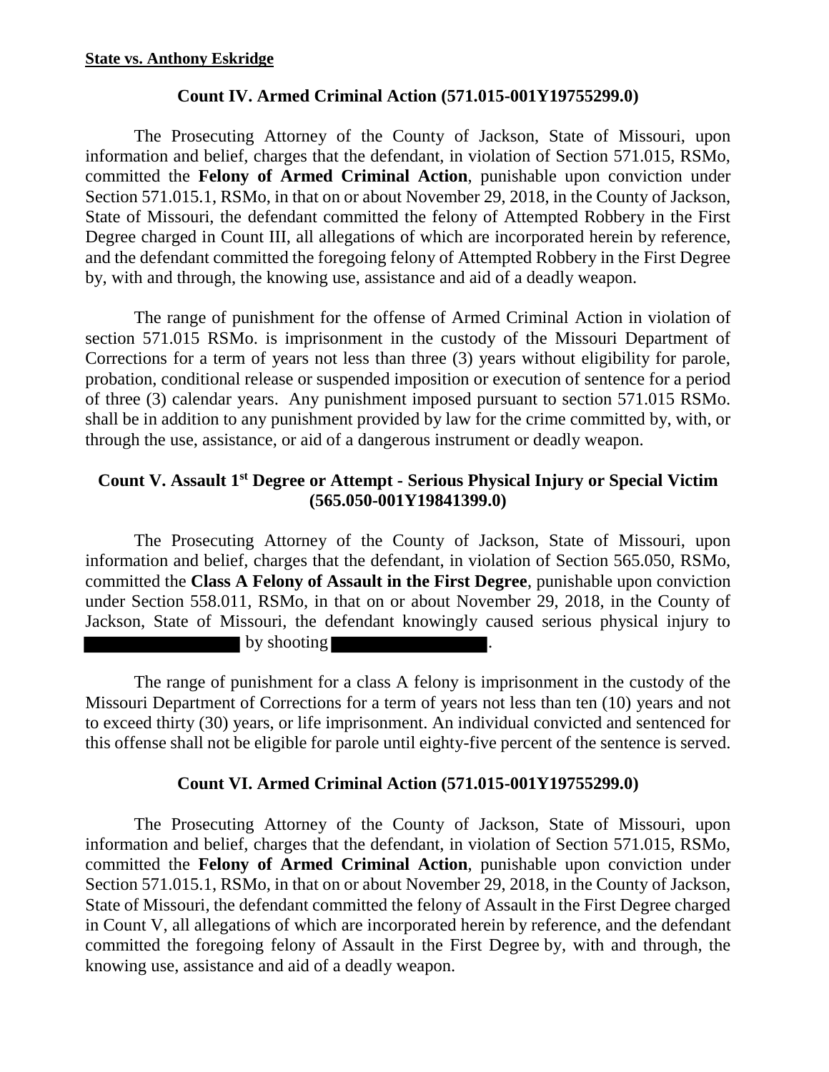**State vs. Anthony Eskridge**

### Count IV. Armed Criminal Action (571.015-001Y19755299.0)

The Prosecuting Attorney of the County of Jackson, State of Missouri, upon information and belief, charges that the defendant, in violation of Section 571.015, RSMo, committed the **Felony of Armed Criminal Action**, punishable upon conviction under Section 571.015.1, RSMo, in that on or about November 29, 2018, in the County of Jackson, State of Missouri, the defendant committed the felony of Attempted Robbery in the First Degree charged in Count III, all allegations of which are incorporated herein by reference, and the defendant committed the foregoing felony of Attempted Robbery in the First Degree by, with and through, the knowing use, assistance and aid of a deadly weapon.

The range of punishment for the offense of Armed Criminal Action in violation of section 571.015 RSMo. is imprisonment in the custody of the Missouri Department of Corrections for a term of years not less than three (3) years without eligibility for parole, probation, conditional release or suspended imposition or execution of sentence for a period of three (3) calendar years. Any punishment imposed pursuant to section 571.015 RSMo. shall be in addition to any punishment provided by law for the crime committed by, with, or through the use, assistance, or aid of a dangerous instrument or deadly weapon.

### Count V. Assault 1st Degree or Attempt - Serious Physical Injury or Special Victim (565.050-001Y19841399.0)

The Prosecuting Attorney of the County of Jackson, State of Missouri, upon information and belief, charges that the defendant, in violation of Section 565.050, RSMo, committed the **Class A Felony of Assault in the First Degree**, punishable upon conviction under Section 558.011, RSMo, in that on or about November 29, 2018, in the County of Jackson, State of Missouri, the defendant knowingly caused serious physical injury to [REDACTED] by shooting [REDACTED].

The range of punishment for a class A felony is imprisonment in the custody of the Missouri Department of Corrections for a term of years not less than ten (10) years and not to exceed thirty (30) years, or life imprisonment. An individual convicted and sentenced for this offense shall not be eligible for parole until eighty-five percent of the sentence is served.

### Count VI. Armed Criminal Action (571.015-001Y19755299.0)

The Prosecuting Attorney of the County of Jackson, State of Missouri, upon information and belief, charges that the defendant, in violation of Section 571.015, RSMo, committed the **Felony of Armed Criminal Action**, punishable upon conviction under Section 571.015.1, RSMo, in that on or about November 29, 2018, in the County of Jackson, State of Missouri, the defendant committed the felony of Assault in the First Degree charged in Count V, all allegations of which are incorporated herein by reference, and the defendant committed the foregoing felony of Assault in the First Degree by, with and through, the knowing use, assistance and aid of a deadly weapon.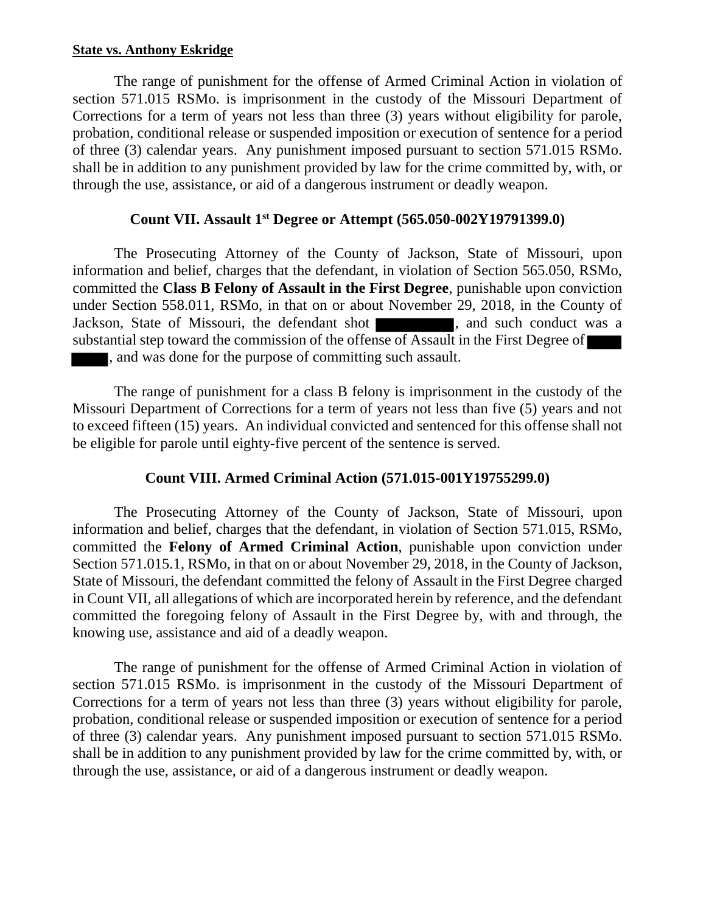**State vs. Anthony Eskridge**

The range of punishment for the offense of Armed Criminal Action in violation of section 571.015 RSMo. is imprisonment in the custody of the Missouri Department of Corrections for a term of years not less than three (3) years without eligibility for parole, probation, conditional release or suspended imposition or execution of sentence for a period of three (3) calendar years. Any punishment imposed pursuant to section 571.015 RSMo. shall be in addition to any punishment provided by law for the crime committed by, with, or through the use, assistance, or aid of a dangerous instrument or deadly weapon.

### Count VII. Assault 1st Degree or Attempt (565.050-002Y19791399.0)

The Prosecuting Attorney of the County of Jackson, State of Missouri, upon information and belief, charges that the defendant, in violation of Section 565.050, RSMo, committed the **Class B Felony of Assault in the First Degree**, punishable upon conviction under Section 558.011, RSMo, in that on or about November 29, 2018, in the County of Jackson, State of Missouri, the defendant shot [REDACTED], and such conduct was a substantial step toward the commission of the offense of Assault in the First Degree of [REDACTED], and was done for the purpose of committing such assault.

The range of punishment for a class B felony is imprisonment in the custody of the Missouri Department of Corrections for a term of years not less than five (5) years and not to exceed fifteen (15) years. An individual convicted and sentenced for this offense shall not be eligible for parole until eighty-five percent of the sentence is served.

### Count VIII. Armed Criminal Action (571.015-001Y19755299.0)

The Prosecuting Attorney of the County of Jackson, State of Missouri, upon information and belief, charges that the defendant, in violation of Section 571.015, RSMo, committed the **Felony of Armed Criminal Action**, punishable upon conviction under Section 571.015.1, RSMo, in that on or about November 29, 2018, in the County of Jackson, State of Missouri, the defendant committed the felony of Assault in the First Degree charged in Count VII, all allegations of which are incorporated herein by reference, and the defendant committed the foregoing felony of Assault in the First Degree by, with and through, the knowing use, assistance and aid of a deadly weapon.

The range of punishment for the offense of Armed Criminal Action in violation of section 571.015 RSMo. is imprisonment in the custody of the Missouri Department of Corrections for a term of years not less than three (3) years without eligibility for parole, probation, conditional release or suspended imposition or execution of sentence for a period of three (3) calendar years. Any punishment imposed pursuant to section 571.015 RSMo. shall be in addition to any punishment provided by law for the crime committed by, with, or through the use, assistance, or aid of a dangerous instrument or deadly weapon.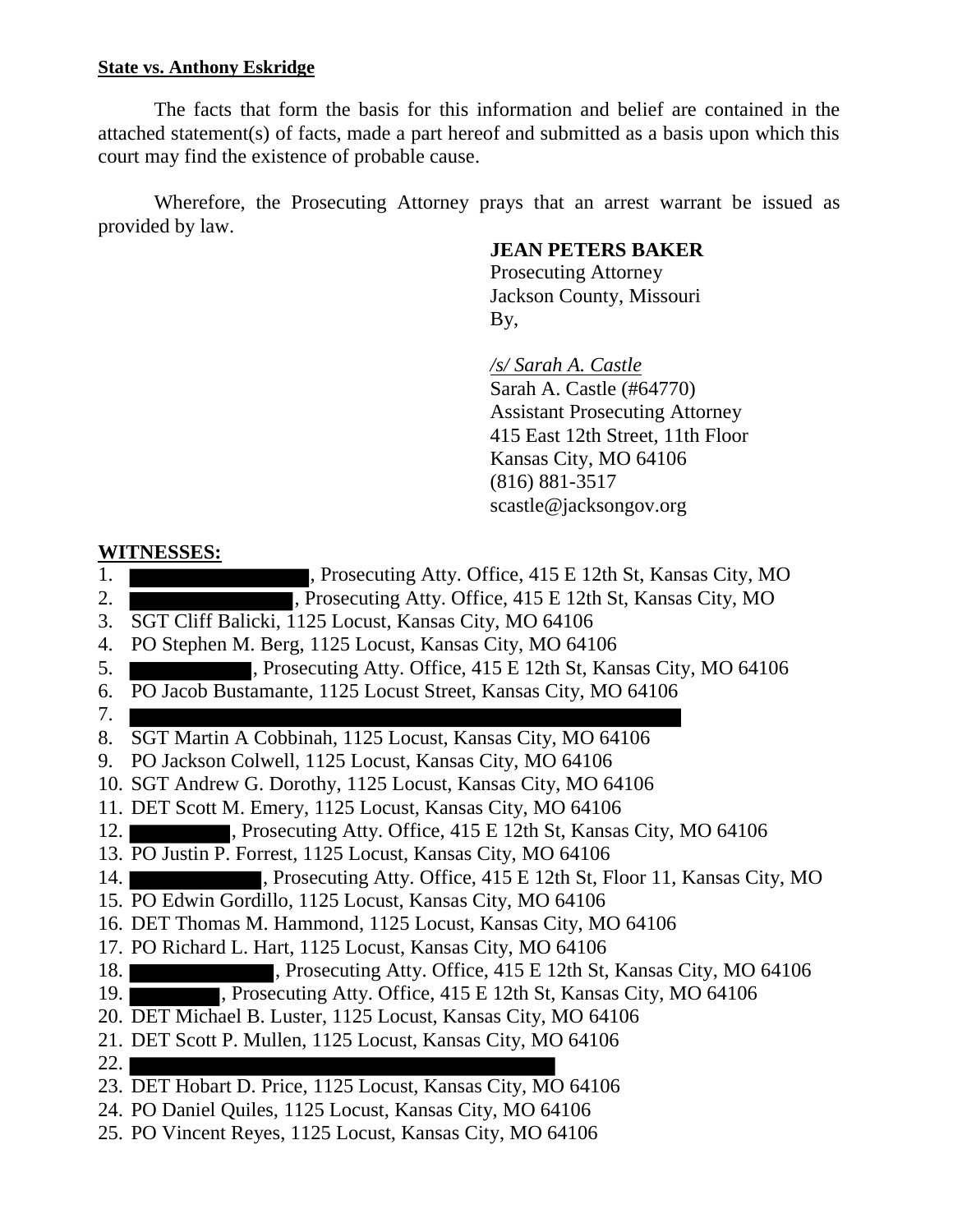**State vs. Anthony Eskridge**

The facts that form the basis for this information and belief are contained in the attached statement(s) of facts, made a part hereof and submitted as a basis upon which this court may find the existence of probable cause.

Wherefore, the Prosecuting Attorney prays that an arrest warrant be issued as provided by law.

**JEAN PETERS BAKER**
Prosecuting Attorney
Jackson County, Missouri
By,

*/s/ Sarah A. Castle*
Sarah A. Castle (#64770)
Assistant Prosecuting Attorney
415 East 12th Street, 11th Floor
Kansas City, MO 64106
(816) 881-3517
scastle@jacksongov.org

**WITNESSES:**

1. [REDACTED], Prosecuting Atty. Office, 415 E 12th St, Kansas City, MO
2. [REDACTED], Prosecuting Atty. Office, 415 E 12th St, Kansas City, MO
3. SGT Cliff Balicki, 1125 Locust, Kansas City, MO 64106
4. PO Stephen M. Berg, 1125 Locust, Kansas City, MO 64106
5. [REDACTED], Prosecuting Atty. Office, 415 E 12th St, Kansas City, MO 64106
6. PO Jacob Bustamante, 1125 Locust Street, Kansas City, MO 64106
7. [REDACTED]
8. SGT Martin A Cobbinah, 1125 Locust, Kansas City, MO 64106
9. PO Jackson Colwell, 1125 Locust, Kansas City, MO 64106
10. SGT Andrew G. Dorothy, 1125 Locust, Kansas City, MO 64106
11. DET Scott M. Emery, 1125 Locust, Kansas City, MO 64106
12. [REDACTED], Prosecuting Atty. Office, 415 E 12th St, Kansas City, MO 64106
13. PO Justin P. Forrest, 1125 Locust, Kansas City, MO 64106
14. [REDACTED], Prosecuting Atty. Office, 415 E 12th St, Floor 11, Kansas City, MO
15. PO Edwin Gordillo, 1125 Locust, Kansas City, MO 64106
16. DET Thomas M. Hammond, 1125 Locust, Kansas City, MO 64106
17. PO Richard L. Hart, 1125 Locust, Kansas City, MO 64106
18. [REDACTED], Prosecuting Atty. Office, 415 E 12th St, Kansas City, MO 64106
19. [REDACTED], Prosecuting Atty. Office, 415 E 12th St, Kansas City, MO 64106
20. DET Michael B. Luster, 1125 Locust, Kansas City, MO 64106
21. DET Scott P. Mullen, 1125 Locust, Kansas City, MO 64106
22. [REDACTED]
23. DET Hobart D. Price, 1125 Locust, Kansas City, MO 64106
24. PO Daniel Quiles, 1125 Locust, Kansas City, MO 64106
25. PO Vincent Reyes, 1125 Locust, Kansas City, MO 64106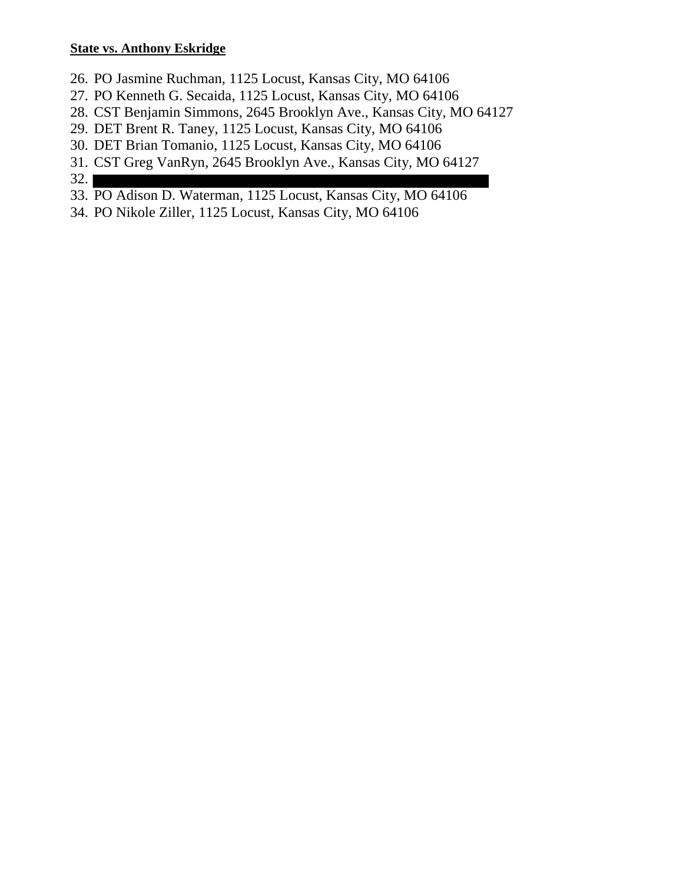**State vs. Anthony Eskridge**

26. PO Jasmine Ruchman, 1125 Locust, Kansas City, MO 64106
27. PO Kenneth G. Secaida, 1125 Locust, Kansas City, MO 64106
28. CST Benjamin Simmons, 2645 Brooklyn Ave., Kansas City, MO 64127
29. DET Brent R. Taney, 1125 Locust, Kansas City, MO 64106
30. DET Brian Tomanio, 1125 Locust, Kansas City, MO 64106
31. CST Greg VanRyn, 2645 Brooklyn Ave., Kansas City, MO 64127
32. [REDACTED]
33. PO Adison D. Waterman, 1125 Locust, Kansas City, MO 64106
34. PO Nikole Ziller, 1125 Locust, Kansas City, MO 64106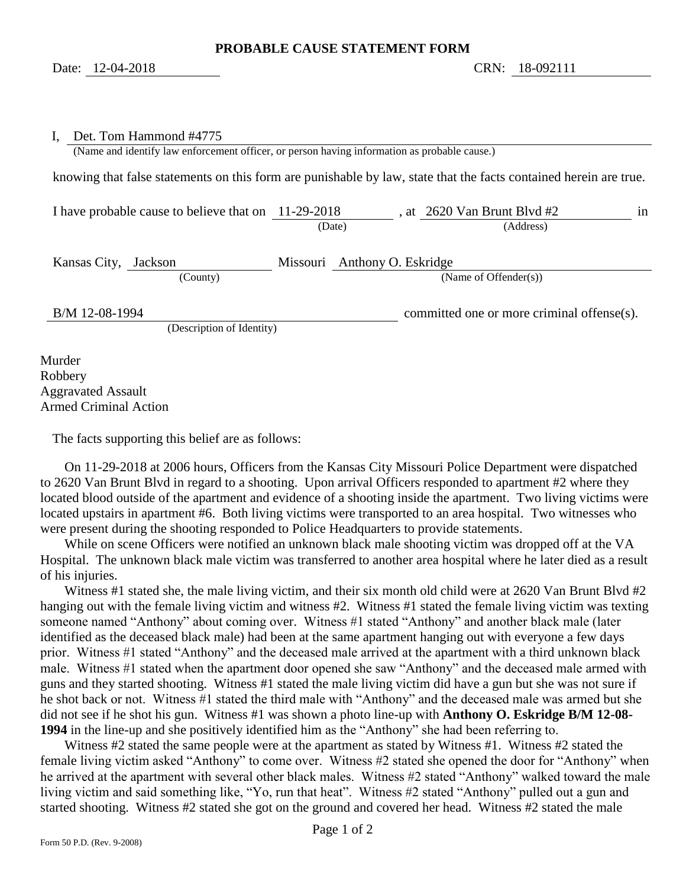## PROBABLE CAUSE STATEMENT FORM

Date: 12-04-2018 CRN: 18-092111

I, Det. Tom Hammond #4775
(Name and identify law enforcement officer, or person having information as probable cause.)

knowing that false statements on this form are punishable by law, state that the facts contained herein are true.

I have probable cause to believe that on 11-29-2018 (Date), at 2620 Van Brunt Blvd #2 (Address) in

Kansas City, Jackson (County) Missouri Anthony O. Eskridge (Name of Offender(s))

B/M 12-08-1994 (Description of Identity) committed one or more criminal offense(s).

Murder
Robbery
Aggravated Assault
Armed Criminal Action

The facts supporting this belief are as follows:

On 11-29-2018 at 2006 hours, Officers from the Kansas City Missouri Police Department were dispatched to 2620 Van Brunt Blvd in regard to a shooting. Upon arrival Officers responded to apartment #2 where they located blood outside of the apartment and evidence of a shooting inside the apartment. Two living victims were located upstairs in apartment #6. Both living victims were transported to an area hospital. Two witnesses who were present during the shooting responded to Police Headquarters to provide statements.

While on scene Officers were notified an unknown black male shooting victim was dropped off at the VA Hospital. The unknown black male victim was transferred to another area hospital where he later died as a result of his injuries.

Witness #1 stated she, the male living victim, and their six month old child were at 2620 Van Brunt Blvd #2 hanging out with the female living victim and witness #2. Witness #1 stated the female living victim was texting someone named "Anthony" about coming over. Witness #1 stated "Anthony" and another black male (later identified as the deceased black male) had been at the same apartment hanging out with everyone a few days prior. Witness #1 stated "Anthony" and the deceased male arrived at the apartment with a third unknown black male. Witness #1 stated when the apartment door opened she saw "Anthony" and the deceased male armed with guns and they started shooting. Witness #1 stated the male living victim did have a gun but she was not sure if he shot back or not. Witness #1 stated the third male with "Anthony" and the deceased male was armed but she did not see if he shot his gun. Witness #1 was shown a photo line-up with **Anthony O. Eskridge B/M 12-08-1994** in the line-up and she positively identified him as the "Anthony" she had been referring to.

Witness #2 stated the same people were at the apartment as stated by Witness #1. Witness #2 stated the female living victim asked "Anthony" to come over. Witness #2 stated she opened the door for "Anthony" when he arrived at the apartment with several other black males. Witness #2 stated "Anthony" walked toward the male living victim and said something like, "Yo, run that heat". Witness #2 stated "Anthony" pulled out a gun and started shooting. Witness #2 stated she got on the ground and covered her head. Witness #2 stated the male

Form 50 P.D. (Rev. 9-2008)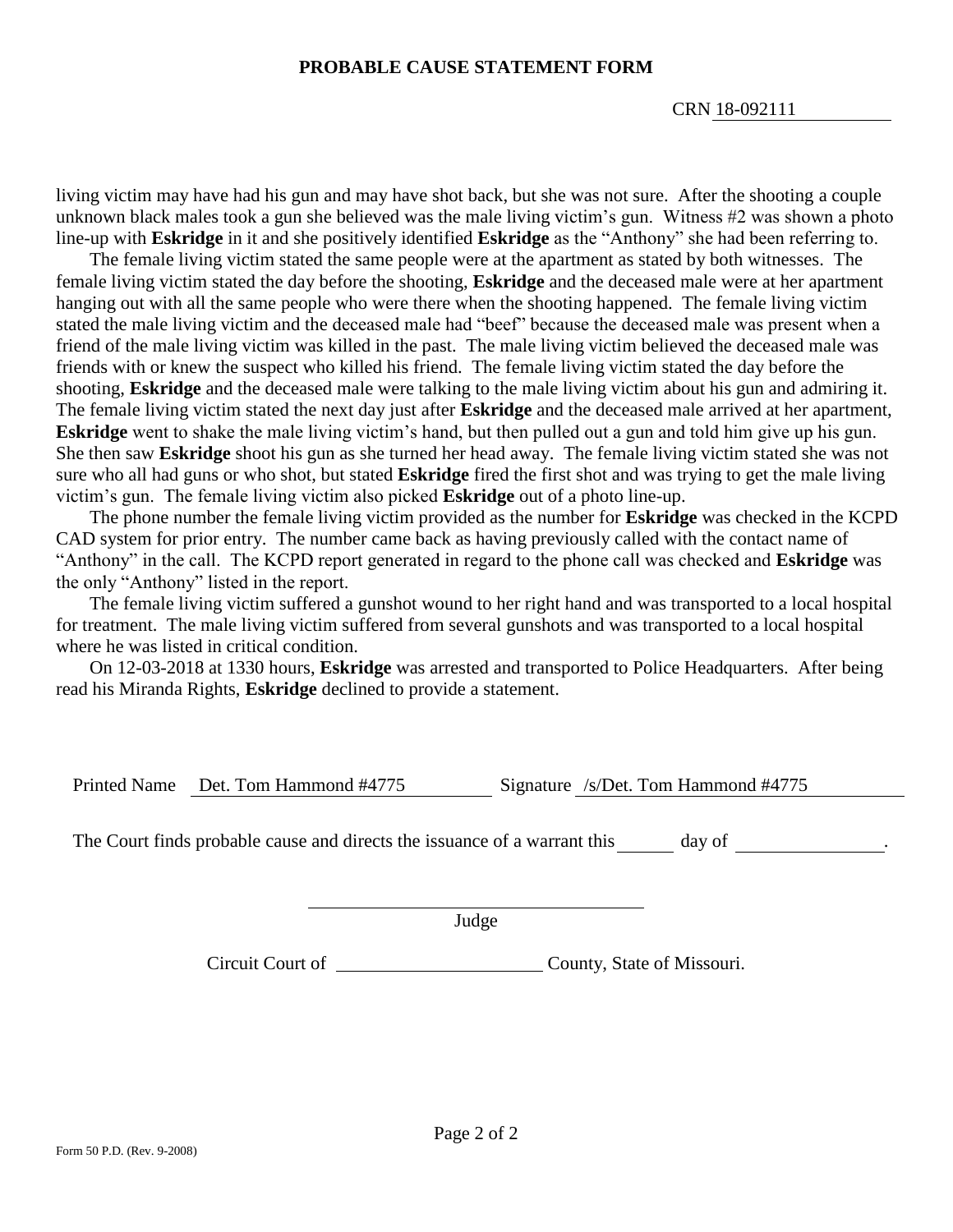**PROBABLE CAUSE STATEMENT FORM**

CRN 18-092111

living victim may have had his gun and may have shot back, but she was not sure. After the shooting a couple unknown black males took a gun she believed was the male living victim's gun. Witness #2 was shown a photo line-up with **Eskridge** in it and she positively identified **Eskridge** as the "Anthony" she had been referring to.

The female living victim stated the same people were at the apartment as stated by both witnesses. The female living victim stated the day before the shooting, **Eskridge** and the deceased male were at her apartment hanging out with all the same people who were there when the shooting happened. The female living victim stated the male living victim and the deceased male had "beef" because the deceased male was present when a friend of the male living victim was killed in the past. The male living victim believed the deceased male was friends with or knew the suspect who killed his friend. The female living victim stated the day before the shooting, **Eskridge** and the deceased male were talking to the male living victim about his gun and admiring it. The female living victim stated the next day just after **Eskridge** and the deceased male arrived at her apartment, **Eskridge** went to shake the male living victim's hand, but then pulled out a gun and told him give up his gun. She then saw **Eskridge** shoot his gun as she turned her head away. The female living victim stated she was not sure who all had guns or who shot, but stated **Eskridge** fired the first shot and was trying to get the male living victim's gun. The female living victim also picked **Eskridge** out of a photo line-up.

The phone number the female living victim provided as the number for **Eskridge** was checked in the KCPD CAD system for prior entry. The number came back as having previously called with the contact name of "Anthony" in the call. The KCPD report generated in regard to the phone call was checked and **Eskridge** was the only "Anthony" listed in the report.

The female living victim suffered a gunshot wound to her right hand and was transported to a local hospital for treatment. The male living victim suffered from several gunshots and was transported to a local hospital where he was listed in critical condition.

On 12-03-2018 at 1330 hours, **Eskridge** was arrested and transported to Police Headquarters. After being read his Miranda Rights, **Eskridge** declined to provide a statement.

Printed Name Det. Tom Hammond #4775 Signature /s/Det. Tom Hammond #4775

The Court finds probable cause and directs the issuance of a warrant this ______ day of ________________.

________________________________
Judge

Circuit Court of ______________________ County, State of Missouri.

Form 50 P.D. (Rev. 9-2008)